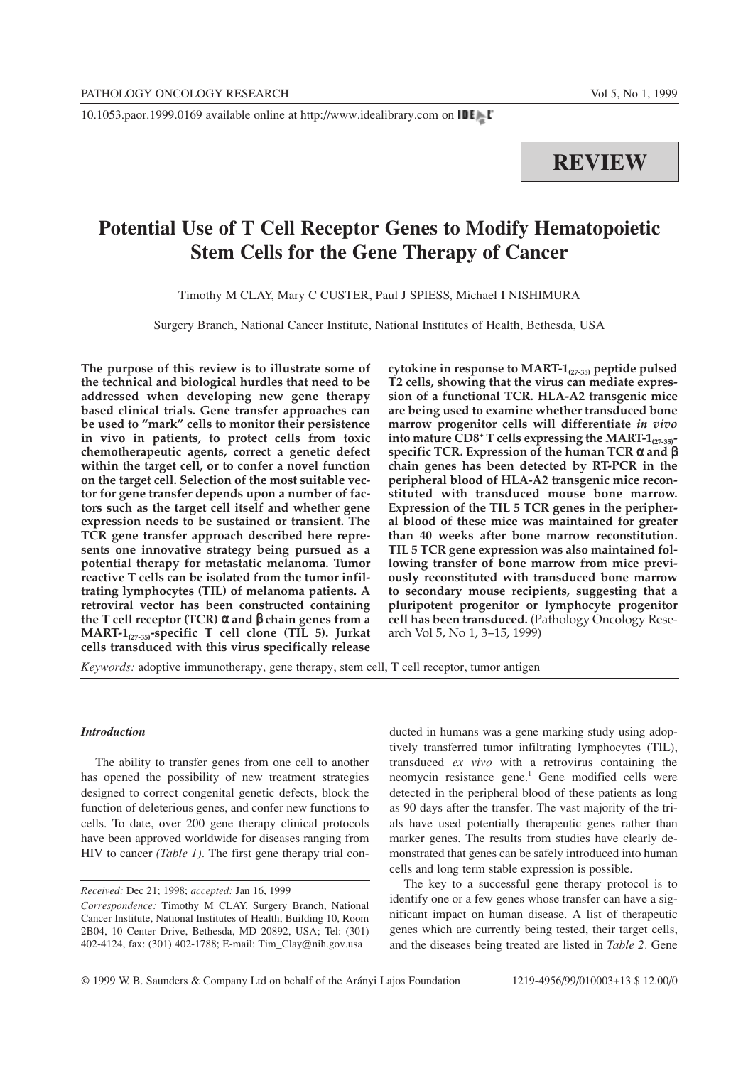REVIEW

# Potential Use of T Cell Receptor Genes to Modify Hematopoietic Stem Cells for the Gene Therapy of Cancer

Timothy M CLAY, Mary C CUSTER, Paul J SPIESS, Michael I NISHIMURA

Surgery Branch, National Cancer Institute, National Institutes of Health, Bethesda, USA

**The purpose of this review is to illustrate some of the technical and biological hurdles that need to be addressed when developing new gene therapy based clinical trials. Gene transfer approaches can be used to "mark" cells to monitor their persistence in vivo in patients, to protect cells from toxic chemotherapeutic agents, correct a genetic defect within the target cell, or to confer a novel function on the target cell. Selection of the most suitable vector for gene transfer depends upon a number of factors such as the target cell itself and whether gene expression needs to be sustained or transient. The TCR gene transfer approach described here represents one innovative strategy being pursued as a potential therapy for metastatic melanoma. Tumor reactive T cells can be isolated from the tumor infiltrating lymphocytes (TIL) of melanoma patients. A retroviral vector has been constructed containing the T cell receptor (TCR) α and β chain genes from a MART-1$_{(27\text{-}35)}$-specific T cell clone (TIL 5). Jurkat cells transduced with this virus specifically release cytokine in response to MART-1$_{(27\text{-}35)}$ peptide pulsed T2 cells, showing that the virus can mediate expression of a functional TCR. HLA-A2 transgenic mice are being used to examine whether transduced bone marrow progenitor cells will differentiate *in vivo* into mature CD8$^+$ T cells expressing the MART-1$_{(27\text{-}35)}$-specific TCR. Expression of the human TCR α and β chain genes has been detected by RT-PCR in the peripheral blood of HLA-A2 transgenic mice reconstituted with transduced mouse bone marrow. Expression of the TIL 5 TCR genes in the peripheral blood of these mice was maintained for greater than 40 weeks after bone marrow reconstitution. TIL 5 TCR gene expression was also maintained following transfer of bone marrow from mice previously reconstituted with transduced bone marrow to secondary mouse recipients, suggesting that a pluripotent progenitor or lymphocyte progenitor cell has been transduced.** (Pathology Oncology Research Vol 5, No 1, 3–15, 1999)

*Keywords:* adoptive immunotherapy, gene therapy, stem cell, T cell receptor, tumor antigen

### *Introduction*

The ability to transfer genes from one cell to another has opened the possibility of new treatment strategies designed to correct congenital genetic defects, block the function of deleterious genes, and confer new functions to cells. To date, over 200 gene therapy clinical protocols have been approved worldwide for diseases ranging from HIV to cancer *(Table 1).* The first gene therapy trial conducted in humans was a gene marking study using adoptively transferred tumor infiltrating lymphocytes (TIL), transduced *ex vivo* with a retrovirus containing the neomycin resistance gene.[1] Gene modified cells were detected in the peripheral blood of these patients as long as 90 days after the transfer. The vast majority of the trials have used potentially therapeutic genes rather than marker genes. The results from studies have clearly demonstrated that genes can be safely introduced into human cells and long term stable expression is possible.

The key to a successful gene therapy protocol is to identify one or a few genes whose transfer can have a significant impact on human disease. A list of therapeutic genes which are currently being tested, their target cells, and the diseases being treated are listed in *Table 2*. Gene

*Received:* Dec 21; 1998; *accepted:* Jan 16, 1999

*Correspondence:* Timothy M CLAY, Surgery Branch, National Cancer Institute, National Institutes of Health, Building 10, Room 2B04, 10 Center Drive, Bethesda, MD 20892, USA; Tel: (301) 402-4124, fax: (301) 402-1788; E-mail: Tim_Clay@nih.gov.usa

© 1999 W. B. Saunders & Company Ltd on behalf of the Arányi Lajos Foundation 1219-4956/99/010003+13 $ 12.00/0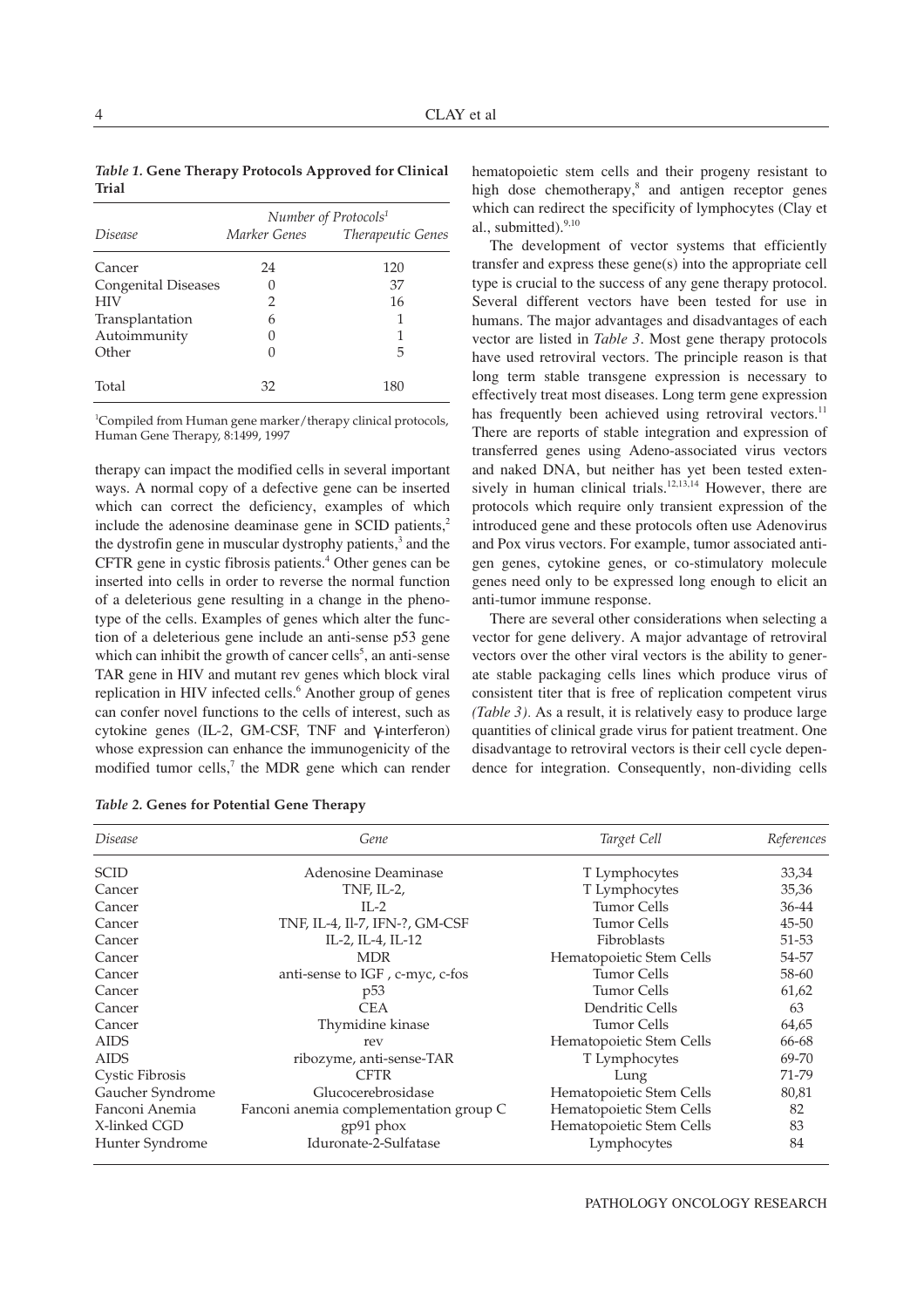*Table 1.* **Gene Therapy Protocols Approved for Clinical Trial**

| Disease | Number of Protocols[1] | |
|---|---|---|
| | Marker Genes | Therapeutic Genes |
| Cancer | 24 | 120 |
| Congenital Diseases | 0 | 37 |
| HIV | 2 | 16 |
| Transplantation | 6 | 1 |
| Autoimmunity | 0 | 1 |
| Other | 0 | 5 |
| Total | 32 | 180 |

[1]Compiled from Human gene marker/therapy clinical protocols, Human Gene Therapy, 8:1499, 1997

therapy can impact the modified cells in several important ways. A normal copy of a defective gene can be inserted which can correct the deficiency, examples of which include the adenosine deaminase gene in SCID patients,[2] the dystrofin gene in muscular dystrophy patients,[3] and the CFTR gene in cystic fibrosis patients.[4] Other genes can be inserted into cells in order to reverse the normal function of a deleterious gene resulting in a change in the phenotype of the cells. Examples of genes which alter the function of a deleterious gene include an anti-sense p53 gene which can inhibit the growth of cancer cells[5], an anti-sense TAR gene in HIV and mutant rev genes which block viral replication in HIV infected cells.[6] Another group of genes can confer novel functions to the cells of interest, such as cytokine genes (IL-2, GM-CSF, TNF and γ-interferon) whose expression can enhance the immunogenicity of the modified tumor cells,[7] the MDR gene which can render hematopoietic stem cells and their progeny resistant to high dose chemotherapy,[8] and antigen receptor genes which can redirect the specificity of lymphocytes (Clay et al., submitted).[9,10]

The development of vector systems that efficiently transfer and express these gene(s) into the appropriate cell type is crucial to the success of any gene therapy protocol. Several different vectors have been tested for use in humans. The major advantages and disadvantages of each vector are listed in *Table 3*. Most gene therapy protocols have used retroviral vectors. The principle reason is that long term stable transgene expression is necessary to effectively treat most diseases. Long term gene expression has frequently been achieved using retroviral vectors.[11] There are reports of stable integration and expression of transferred genes using Adeno-associated virus vectors and naked DNA, but neither has yet been tested extensively in human clinical trials.[12,13,14] However, there are protocols which require only transient expression of the introduced gene and these protocols often use Adenovirus and Pox virus vectors. For example, tumor associated antigen genes, cytokine genes, or co-stimulatory molecule genes need only to be expressed long enough to elicit an anti-tumor immune response.

There are several other considerations when selecting a vector for gene delivery. A major advantage of retroviral vectors over the other viral vectors is the ability to generate stable packaging cells lines which produce virus of consistent titer that is free of replication competent virus *(Table 3)*. As a result, it is relatively easy to produce large quantities of clinical grade virus for patient treatment. One disadvantage to retroviral vectors is their cell cycle dependence for integration. Consequently, non-dividing cells

*Table 2.* **Genes for Potential Gene Therapy**

| Disease | Gene | Target Cell | References |
|---|---|---|---|
| SCID | Adenosine Deaminase | T Lymphocytes | 33,34 |
| Cancer | TNF, IL-2, | T Lymphocytes | 35,36 |
| Cancer | IL-2 | Tumor Cells | 36-44 |
| Cancer | TNF, IL-4, Il-7, IFN-?, GM-CSF | Tumor Cells | 45-50 |
| Cancer | IL-2, IL-4, IL-12 | Fibroblasts | 51-53 |
| Cancer | MDR | Hematopoietic Stem Cells | 54-57 |
| Cancer | anti-sense to IGF , c-myc, c-fos | Tumor Cells | 58-60 |
| Cancer | p53 | Tumor Cells | 61,62 |
| Cancer | CEA | Dendritic Cells | 63 |
| Cancer | Thymidine kinase | Tumor Cells | 64,65 |
| AIDS | rev | Hematopoietic Stem Cells | 66-68 |
| AIDS | ribozyme, anti-sense-TAR | T Lymphocytes | 69-70 |
| Cystic Fibrosis | CFTR | Lung | 71-79 |
| Gaucher Syndrome | Glucocerebrosidase | Hematopoietic Stem Cells | 80,81 |
| Fanconi Anemia | Fanconi anemia complementation group C | Hematopoietic Stem Cells | 82 |
| X-linked CGD | gp91 phox | Hematopoietic Stem Cells | 83 |
| Hunter Syndrome | Iduronate-2-Sulfatase | Lymphocytes | 84 |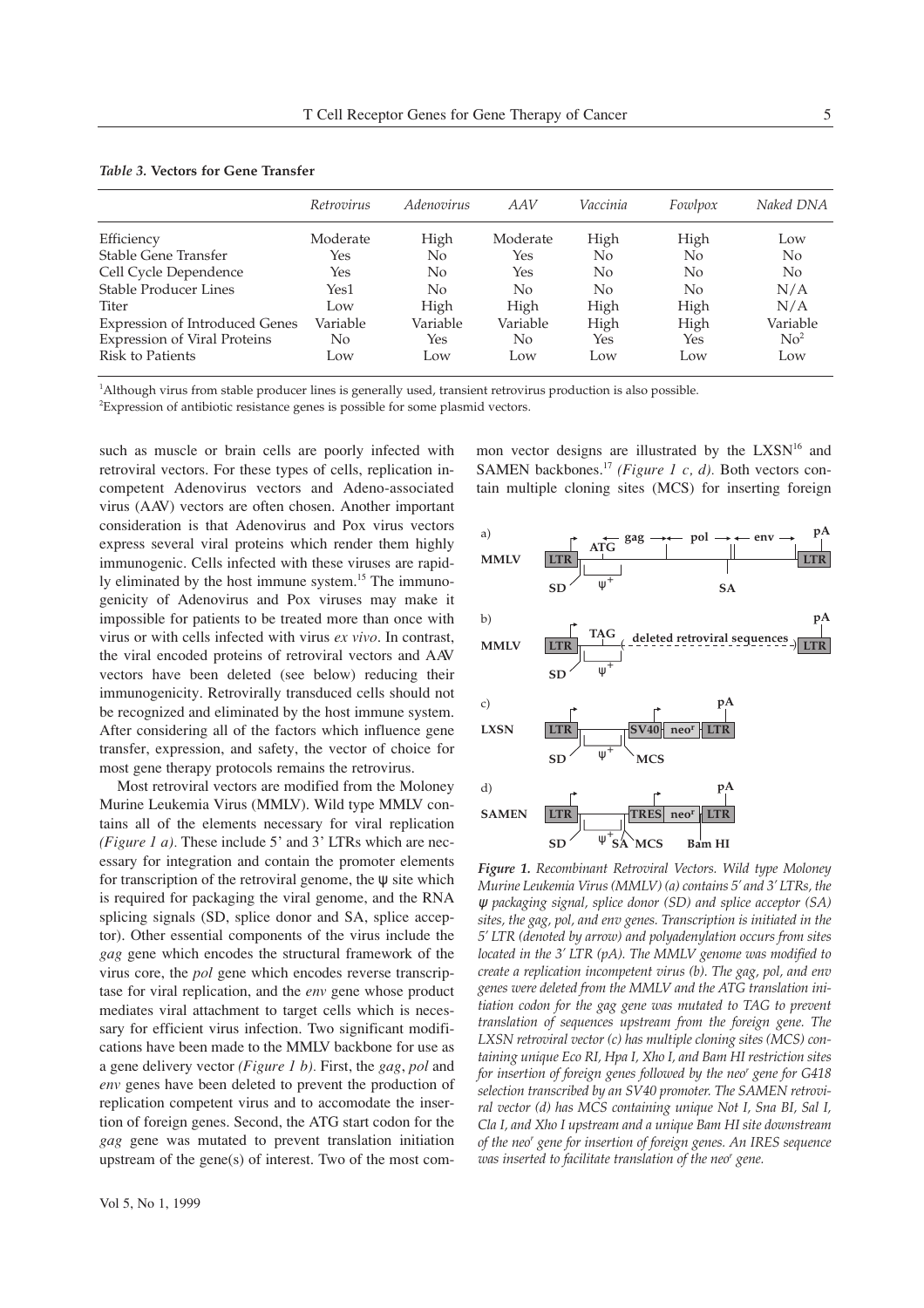*Table 3.* **Vectors for Gene Transfer**

| | Retrovirus | Adenovirus | AAV | Vaccinia | Fowlpox | Naked DNA |
|---|---|---|---|---|---|---|
| Efficiency | Moderate | High | Moderate | High | High | Low |
| Stable Gene Transfer | Yes | No | Yes | No | No | No |
| Cell Cycle Dependence | Yes | No | Yes | No | No | No |
| Stable Producer Lines | Yes[1] | No | No | No | No | N/A |
| Titer | Low | High | High | High | High | N/A |
| Expression of Introduced Genes | Variable | Variable | Variable | High | High | Variable |
| Expression of Viral Proteins | No | Yes | No | Yes | Yes | No[2] |
| Risk to Patients | Low | Low | Low | Low | Low | Low |

[1]Although virus from stable producer lines is generally used, transient retrovirus production is also possible.
[2]Expression of antibiotic resistance genes is possible for some plasmid vectors.

such as muscle or brain cells are poorly infected with retroviral vectors. For these types of cells, replication incompetent Adenovirus vectors and Adeno-associated virus (AAV) vectors are often chosen. Another important consideration is that Adenovirus and Pox virus vectors express several viral proteins which render them highly immunogenic. Cells infected with these viruses are rapidly eliminated by the host immune system.[15] The immunogenicity of Adenovirus and Pox viruses may make it impossible for patients to be treated more than once with virus or with cells infected with virus *ex vivo*. In contrast, the viral encoded proteins of retroviral vectors and AAV vectors have been deleted (see below) reducing their immunogenicity. Retrovirally transduced cells should not be recognized and eliminated by the host immune system. After considering all of the factors which influence gene transfer, expression, and safety, the vector of choice for most gene therapy protocols remains the retrovirus.

Most retroviral vectors are modified from the Moloney Murine Leukemia Virus (MMLV). Wild type MMLV contains all of the elements necessary for viral replication *(Figure 1 a)*. These include 5' and 3' LTRs which are necessary for integration and contain the promoter elements for transcription of the retroviral genome, the ψ site which is required for packaging the viral genome, and the RNA splicing signals (SD, splice donor and SA, splice acceptor). Other essential components of the virus include the *gag* gene which encodes the structural framework of the virus core, the *pol* gene which encodes reverse transcriptase for viral replication, and the *env* gene whose product mediates viral attachment to target cells which is necessary for efficient virus infection. Two significant modifications have been made to the MMLV backbone for use as a gene delivery vector *(Figure 1 b)*. First, the *gag*, *pol* and *env* genes have been deleted to prevent the production of replication competent virus and to accomodate the insertion of foreign genes. Second, the ATG start codon for the *gag* gene was mutated to prevent translation initiation upstream of the gene(s) of interest. Two of the most common vector designs are illustrated by the LXSN[16] and SAMEN backbones.[17] *(Figure 1 c, d)*. Both vectors contain multiple cloning sites (MCS) for inserting foreign

***Figure 1.*** *Recombinant Retroviral Vectors. Wild type Moloney Murine Leukemia Virus (MMLV) (a) contains 5' and 3' LTRs, the ψ packaging signal, splice donor (SD) and splice acceptor (SA) sites, the gag, pol, and env genes. Transcription is initiated in the 5' LTR (denoted by arrow) and polyadenylation occurs from sites located in the 3' LTR (pA). The MMLV genome was modified to create a replication incompetent virus (b). The gag, pol, and env genes were deleted from the MMLV and the ATG translation initiation codon for the gag gene was mutated to TAG to prevent translation of sequences upstream from the foreign gene. The LXSN retroviral vector (c) has multiple cloning sites (MCS) containing unique Eco RI, Hpa I, Xho I, and Bam HI restriction sites for insertion of foreign genes followed by the neo$^r$ gene for G418 selection transcribed by an SV40 promoter. The SAMEN retroviral vector (d) has MCS containing unique Not I, Sna BI, Sal I, Cla I, and Xho I upstream and a unique Bam HI site downstream of the neo$^r$ gene for insertion of foreign genes. An IRES sequence was inserted to facilitate translation of the neo$^r$ gene.*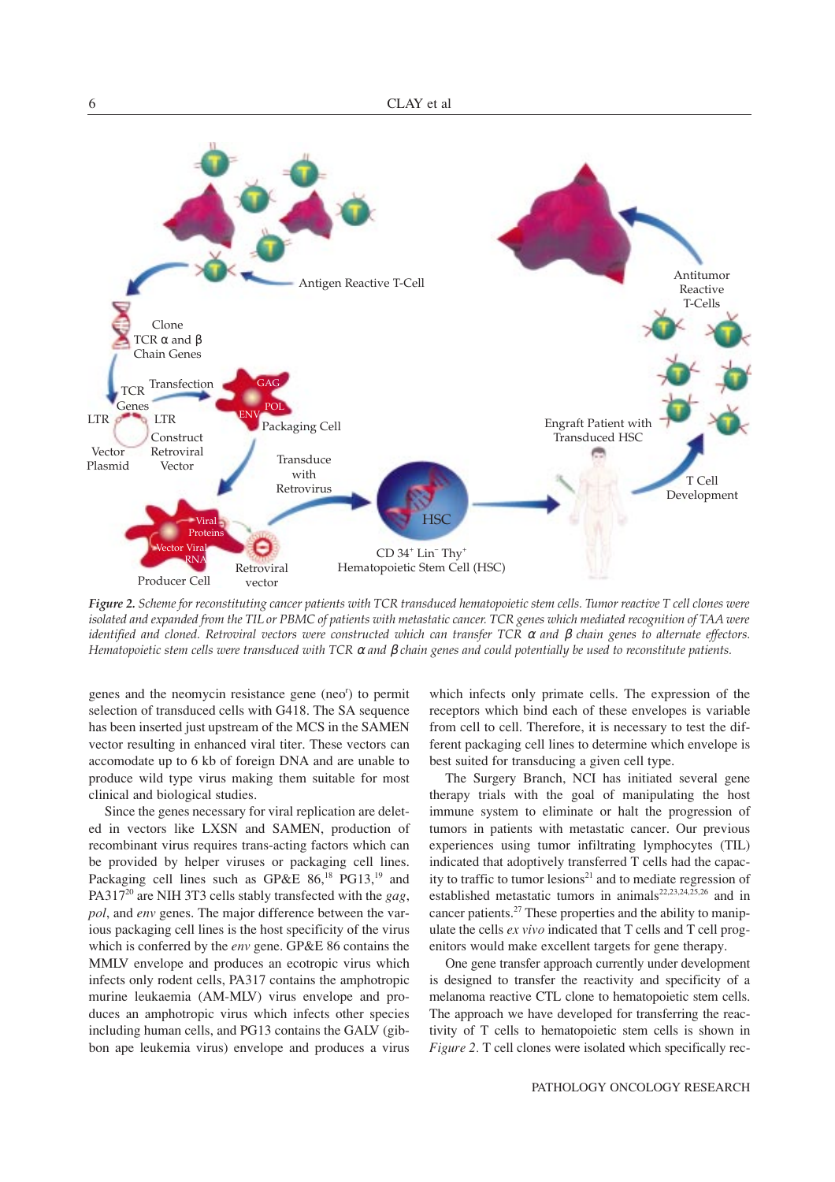*Figure 2. Scheme for reconstituting cancer patients with TCR transduced hematopoietic stem cells. Tumor reactive T cell clones were isolated and expanded from the TIL or PBMC of patients with metastatic cancer. TCR genes which mediated recognition of TAA were identified and cloned. Retroviral vectors were constructed which can transfer TCR α and β chain genes to alternate effectors. Hematopoietic stem cells were transduced with TCR α and β chain genes and could potentially be used to reconstitute patients.*

genes and the neomycin resistance gene ($neo^r$) to permit selection of transduced cells with G418. The SA sequence has been inserted just upstream of the MCS in the SAMEN vector resulting in enhanced viral titer. These vectors can accomodate up to 6 kb of foreign DNA and are unable to produce wild type virus making them suitable for most clinical and biological studies.

Since the genes necessary for viral replication are deleted in vectors like LXSN and SAMEN, production of recombinant virus requires trans-acting factors which can be provided by helper viruses or packaging cell lines. Packaging cell lines such as GP&E 86,[18] PG13,[19] and PA317[20] are NIH 3T3 cells stably transfected with the *gag*, *pol*, and *env* genes. The major difference between the various packaging cell lines is the host specificity of the virus which is conferred by the *env* gene. GP&E 86 contains the MMLV envelope and produces an ecotropic virus which infects only rodent cells, PA317 contains the amphotropic murine leukaemia (AM-MLV) virus envelope and produces an amphotropic virus which infects other species including human cells, and PG13 contains the GALV (gibbon ape leukemia virus) envelope and produces a virus which infects only primate cells. The expression of the receptors which bind each of these envelopes is variable from cell to cell. Therefore, it is necessary to test the different packaging cell lines to determine which envelope is best suited for transducing a given cell type.

The Surgery Branch, NCI has initiated several gene therapy trials with the goal of manipulating the host immune system to eliminate or halt the progression of tumors in patients with metastatic cancer. Our previous experiences using tumor infiltrating lymphocytes (TIL) indicated that adoptively transferred T cells had the capacity to traffic to tumor lesions[21] and to mediate regression of established metastatic tumors in animals[22,23,24,25,26] and in cancer patients.[27] These properties and the ability to manipulate the cells *ex vivo* indicated that T cells and T cell progenitors would make excellent targets for gene therapy.

One gene transfer approach currently under development is designed to transfer the reactivity and specificity of a melanoma reactive CTL clone to hematopoietic stem cells. The approach we have developed for transferring the reactivity of T cells to hematopoietic stem cells is shown in *Figure 2*. T cell clones were isolated which specifically rec-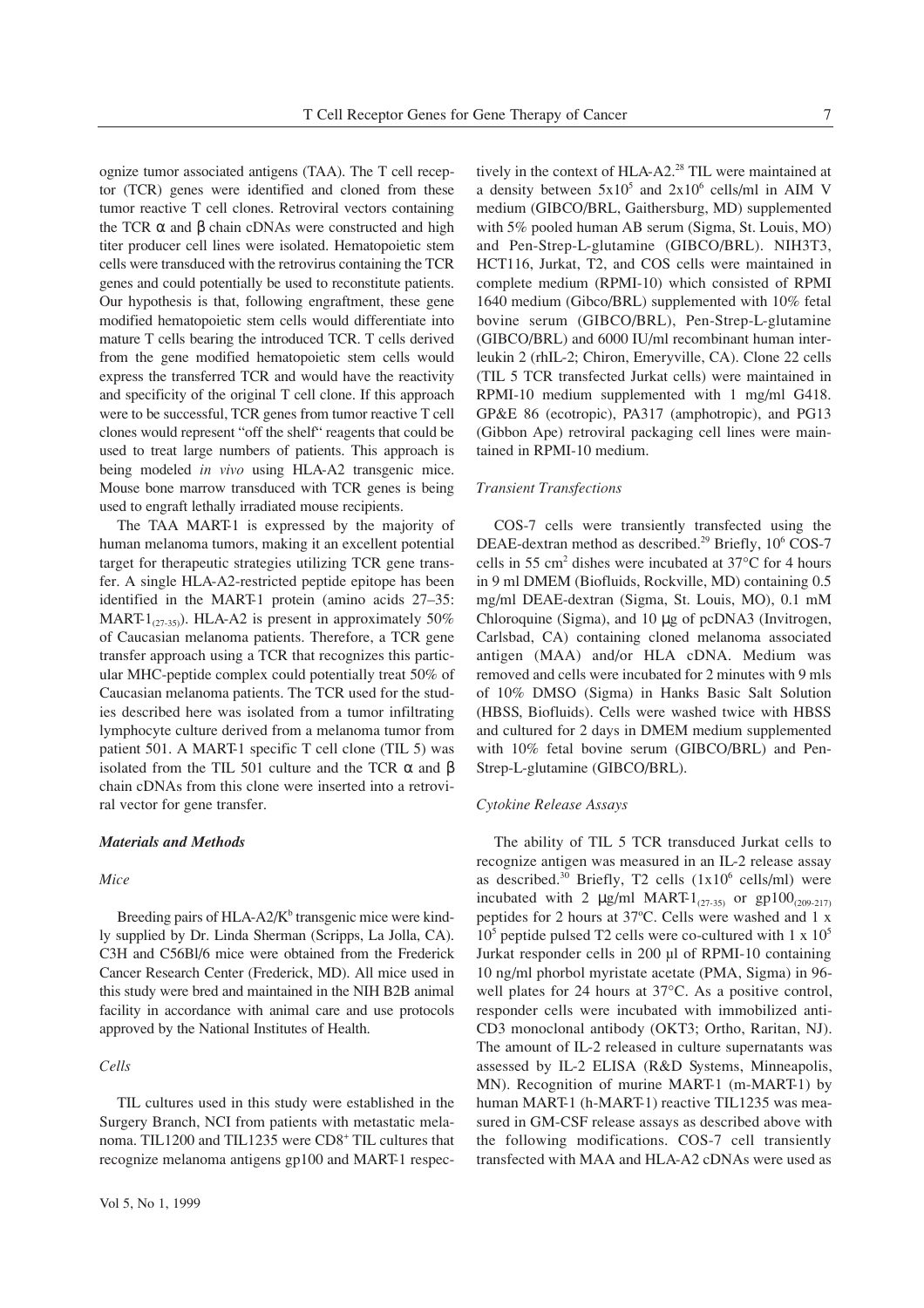ognize tumor associated antigens (TAA). The T cell receptor (TCR) genes were identified and cloned from these tumor reactive T cell clones. Retroviral vectors containing the TCR α and β chain cDNAs were constructed and high titer producer cell lines were isolated. Hematopoietic stem cells were transduced with the retrovirus containing the TCR genes and could potentially be used to reconstitute patients. Our hypothesis is that, following engraftment, these gene modified hematopoietic stem cells would differentiate into mature T cells bearing the introduced TCR. T cells derived from the gene modified hematopoietic stem cells would express the transferred TCR and would have the reactivity and specificity of the original T cell clone. If this approach were to be successful, TCR genes from tumor reactive T cell clones would represent "off the shelf" reagents that could be used to treat large numbers of patients. This approach is being modeled *in vivo* using HLA-A2 transgenic mice. Mouse bone marrow transduced with TCR genes is being used to engraft lethally irradiated mouse recipients.

The TAA MART-1 is expressed by the majority of human melanoma tumors, making it an excellent potential target for therapeutic strategies utilizing TCR gene transfer. A single HLA-A2-restricted peptide epitope has been identified in the MART-1 protein (amino acids 27–35: MART-$1_{(27\text{-}35)}$). HLA-A2 is present in approximately 50% of Caucasian melanoma patients. Therefore, a TCR gene transfer approach using a TCR that recognizes this particular MHC-peptide complex could potentially treat 50% of Caucasian melanoma patients. The TCR used for the studies described here was isolated from a tumor infiltrating lymphocyte culture derived from a melanoma tumor from patient 501. A MART-1 specific T cell clone (TIL 5) was isolated from the TIL 501 culture and the TCR α and β chain cDNAs from this clone were inserted into a retroviral vector for gene transfer.

### ***Materials and Methods***

#### *Mice*

Breeding pairs of HLA-A2/$K^b$ transgenic mice were kindly supplied by Dr. Linda Sherman (Scripps, La Jolla, CA). C3H and C56Bl/6 mice were obtained from the Frederick Cancer Research Center (Frederick, MD). All mice used in this study were bred and maintained in the NIH B2B animal facility in accordance with animal care and use protocols approved by the National Institutes of Health.

#### *Cells*

TIL cultures used in this study were established in the Surgery Branch, NCI from patients with metastatic melanoma. TIL1200 and TIL1235 were $CD8^+$ TIL cultures that recognize melanoma antigens gp100 and MART-1 respectively in the context of HLA-A2.[28] TIL were maintained at a density between $5\text{x}10^5$ and $2\text{x}10^6$ cells/ml in AIM V medium (GIBCO/BRL, Gaithersburg, MD) supplemented with 5% pooled human AB serum (Sigma, St. Louis, MO) and Pen-Strep-L-glutamine (GIBCO/BRL). NIH3T3, HCT116, Jurkat, T2, and COS cells were maintained in complete medium (RPMI-10) which consisted of RPMI 1640 medium (Gibco/BRL) supplemented with 10% fetal bovine serum (GIBCO/BRL), Pen-Strep-L-glutamine (GIBCO/BRL) and 6000 IU/ml recombinant human interleukin 2 (rhIL-2; Chiron, Emeryville, CA). Clone 22 cells (TIL 5 TCR transfected Jurkat cells) were maintained in RPMI-10 medium supplemented with 1 mg/ml G418. GP&E 86 (ecotropic), PA317 (amphotropic), and PG13 (Gibbon Ape) retroviral packaging cell lines were maintained in RPMI-10 medium.

#### *Transient Transfections*

COS-7 cells were transiently transfected using the DEAE-dextran method as described.[29] Briefly, $10^6$ COS-7 cells in 55 $\text{cm}^2$ dishes were incubated at 37°C for 4 hours in 9 ml DMEM (Biofluids, Rockville, MD) containing 0.5 mg/ml DEAE-dextran (Sigma, St. Louis, MO), 0.1 mM Chloroquine (Sigma), and 10 μg of pcDNA3 (Invitrogen, Carlsbad, CA) containing cloned melanoma associated antigen (MAA) and/or HLA cDNA. Medium was removed and cells were incubated for 2 minutes with 9 mls of 10% DMSO (Sigma) in Hanks Basic Salt Solution (HBSS, Biofluids). Cells were washed twice with HBSS and cultured for 2 days in DMEM medium supplemented with 10% fetal bovine serum (GIBCO/BRL) and Pen-Strep-L-glutamine (GIBCO/BRL).

#### *Cytokine Release Assays*

The ability of TIL 5 TCR transduced Jurkat cells to recognize antigen was measured in an IL-2 release assay as described.[30] Briefly, T2 cells ($1\text{x}10^6$ cells/ml) were incubated with 2 μg/ml MART-$1_{(27\text{-}35)}$ or $\text{gp}100_{(209\text{-}217)}$ peptides for 2 hours at 37ºC. Cells were washed and 1 x $10^5$ peptide pulsed T2 cells were co-cultured with 1 x $10^5$ Jurkat responder cells in 200 µl of RPMI-10 containing 10 ng/ml phorbol myristate acetate (PMA, Sigma) in 96-well plates for 24 hours at 37°C. As a positive control, responder cells were incubated with immobilized anti-CD3 monoclonal antibody (OKT3; Ortho, Raritan, NJ). The amount of IL-2 released in culture supernatants was assessed by IL-2 ELISA (R&D Systems, Minneapolis, MN). Recognition of murine MART-1 (m-MART-1) by human MART-1 (h-MART-1) reactive TIL1235 was measured in GM-CSF release assays as described above with the following modifications. COS-7 cell transiently transfected with MAA and HLA-A2 cDNAs were used as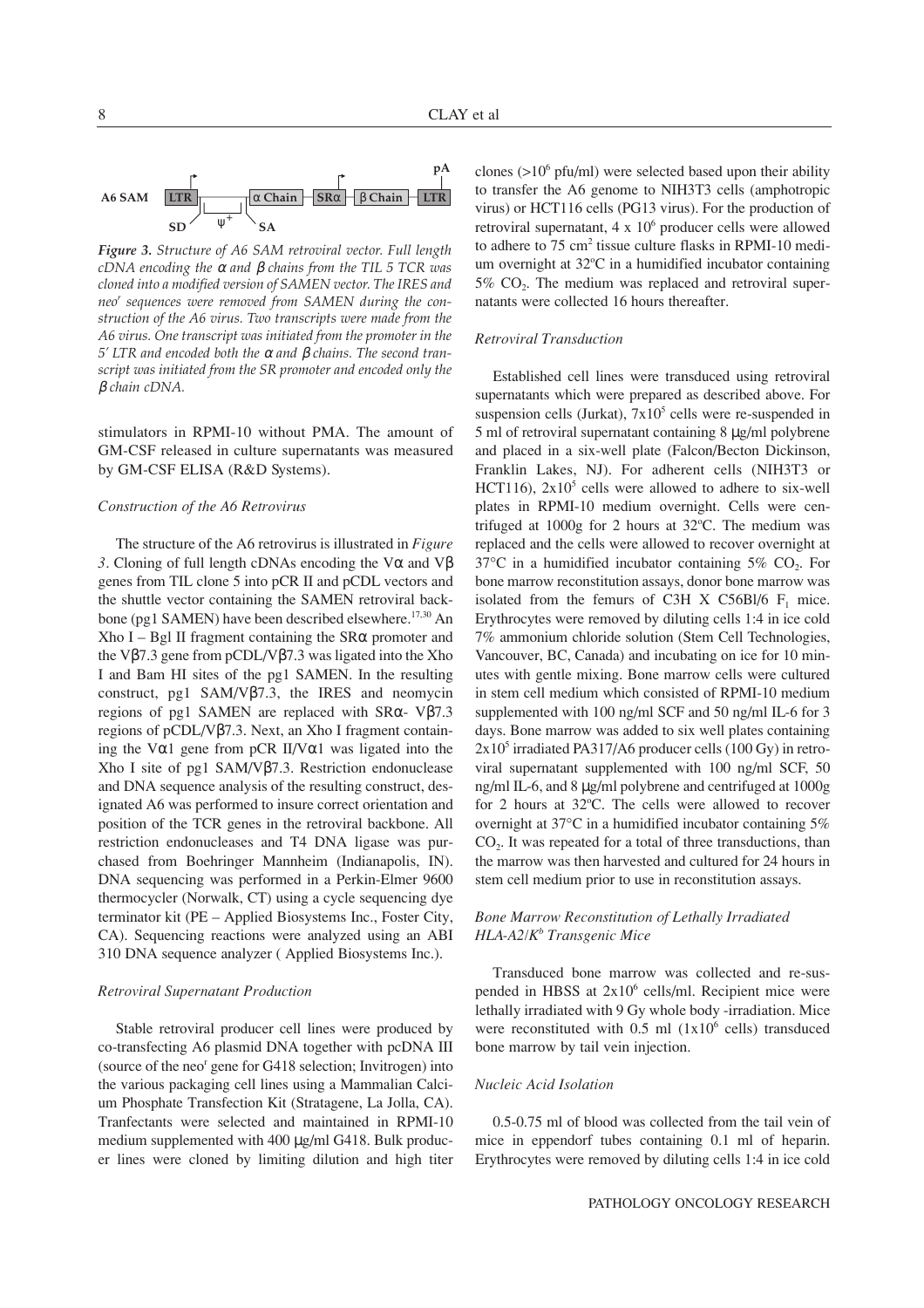**Figure 3.** *Structure of A6 SAM retroviral vector. Full length cDNA encoding the α and β chains from the TIL 5 TCR was cloned into a modified version of SAMEN vector. The IRES and neo′ sequences were removed from SAMEN during the construction of the A6 virus. Two transcripts were made from the A6 virus. One transcript was initiated from the promoter in the 5′ LTR and encoded both the α and β chains. The second transcript was initiated from the SR promoter and encoded only the β chain cDNA.*

stimulators in RPMI-10 without PMA. The amount of GM-CSF released in culture supernatants was measured by GM-CSF ELISA (R&D Systems).

### *Construction of the A6 Retrovirus*

The structure of the A6 retrovirus is illustrated in *Figure 3*. Cloning of full length cDNAs encoding the Vα and Vβ genes from TIL clone 5 into pCR II and pCDL vectors and the shuttle vector containing the SAMEN retroviral backbone (pg1 SAMEN) have been described elsewhere.[17,30] An Xho I – Bgl II fragment containing the SRα promoter and the Vβ7.3 gene from pCDL/Vβ7.3 was ligated into the Xho I and Bam HI sites of the pg1 SAMEN. In the resulting construct, pg1 SAM/Vβ7.3, the IRES and neomycin regions of pg1 SAMEN are replaced with SRα- Vβ7.3 regions of pCDL/Vβ7.3. Next, an Xho I fragment containing the Vα1 gene from pCR II/Vα1 was ligated into the Xho I site of pg1 SAM/Vβ7.3. Restriction endonuclease and DNA sequence analysis of the resulting construct, designated A6 was performed to insure correct orientation and position of the TCR genes in the retroviral backbone. All restriction endonucleases and T4 DNA ligase was purchased from Boehringer Mannheim (Indianapolis, IN). DNA sequencing was performed in a Perkin-Elmer 9600 thermocycler (Norwalk, CT) using a cycle sequencing dye terminator kit (PE – Applied Biosystems Inc., Foster City, CA). Sequencing reactions were analyzed using an ABI 310 DNA sequence analyzer ( Applied Biosystems Inc.).

### *Retroviral Supernatant Production*

Stable retroviral producer cell lines were produced by co-transfecting A6 plasmid DNA together with pcDNA III (source of the neo$^r$ gene for G418 selection; Invitrogen) into the various packaging cell lines using a Mammalian Calcium Phosphate Transfection Kit (Stratagene, La Jolla, CA). Tranfectants were selected and maintained in RPMI-10 medium supplemented with 400 μg/ml G418. Bulk producer lines were cloned by limiting dilution and high titer clones ($>10^6$ pfu/ml) were selected based upon their ability to transfer the A6 genome to NIH3T3 cells (amphotropic virus) or HCT116 cells (PG13 virus). For the production of retroviral supernatant, $4 \times 10^6$ producer cells were allowed to adhere to 75 cm$^2$ tissue culture flasks in RPMI-10 medium overnight at 32ºC in a humidified incubator containing 5% $CO_2$. The medium was replaced and retroviral supernatants were collected 16 hours thereafter.

### *Retroviral Transduction*

Established cell lines were transduced using retroviral supernatants which were prepared as described above. For suspension cells (Jurkat), $7 \times 10^5$ cells were re-suspended in 5 ml of retroviral supernatant containing 8 μg/ml polybrene and placed in a six-well plate (Falcon/Becton Dickinson, Franklin Lakes, NJ). For adherent cells (NIH3T3 or HCT116), $2 \times 10^5$ cells were allowed to adhere to six-well plates in RPMI-10 medium overnight. Cells were centrifuged at 1000g for 2 hours at 32ºC. The medium was replaced and the cells were allowed to recover overnight at 37°C in a humidified incubator containing 5% $CO_2$. For bone marrow reconstitution assays, donor bone marrow was isolated from the femurs of C3H X C56Bl/6 $F_1$ mice. Erythrocytes were removed by diluting cells 1:4 in ice cold 7% ammonium chloride solution (Stem Cell Technologies, Vancouver, BC, Canada) and incubating on ice for 10 minutes with gentle mixing. Bone marrow cells were cultured in stem cell medium which consisted of RPMI-10 medium supplemented with 100 ng/ml SCF and 50 ng/ml IL-6 for 3 days. Bone marrow was added to six well plates containing $2 \times 10^5$ irradiated PA317/A6 producer cells (100 Gy) in retroviral supernatant supplemented with 100 ng/ml SCF, 50 ng/ml IL-6, and 8 μg/ml polybrene and centrifuged at 1000g for 2 hours at 32ºC. The cells were allowed to recover overnight at 37°C in a humidified incubator containing 5% $CO_2$. It was repeated for a total of three transductions, than the marrow was then harvested and cultured for 24 hours in stem cell medium prior to use in reconstitution assays.

### *Bone Marrow Reconstitution of Lethally Irradiated HLA-A2/K$^b$ Transgenic Mice*

Transduced bone marrow was collected and re-suspended in HBSS at $2 \times 10^6$ cells/ml. Recipient mice were lethally irradiated with 9 Gy whole body -irradiation. Mice were reconstituted with 0.5 ml ($1 \times 10^6$ cells) transduced bone marrow by tail vein injection.

### *Nucleic Acid Isolation*

0.5-0.75 ml of blood was collected from the tail vein of mice in eppendorf tubes containing 0.1 ml of heparin. Erythrocytes were removed by diluting cells 1:4 in ice cold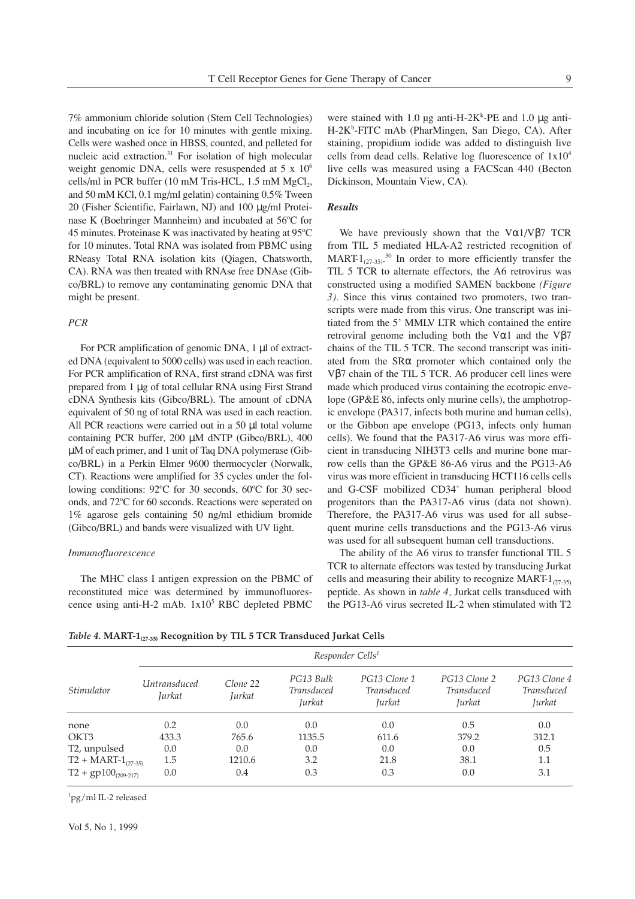7% ammonium chloride solution (Stem Cell Technologies) and incubating on ice for 10 minutes with gentle mixing. Cells were washed once in HBSS, counted, and pelleted for nucleic acid extraction.[31] For isolation of high molecular weight genomic DNA, cells were resuspended at 5 x $10^6$ cells/ml in PCR buffer (10 mM Tris-HCL, 1.5 mM $MgCl_2$, and 50 mM KCl, 0.1 mg/ml gelatin) containing 0.5% Tween 20 (Fisher Scientific, Fairlawn, NJ) and 100 µg/ml Proteinase K (Boehringer Mannheim) and incubated at 56ºC for 45 minutes. Proteinase K was inactivated by heating at 95ºC for 10 minutes. Total RNA was isolated from PBMC using RNeasy Total RNA isolation kits (Qiagen, Chatsworth, CA). RNA was then treated with RNAse free DNAse (Gibco/BRL) to remove any contaminating genomic DNA that might be present.

### *PCR*

For PCR amplification of genomic DNA, 1 µl of extracted DNA (equivalent to 5000 cells) was used in each reaction. For PCR amplification of RNA, first strand cDNA was first prepared from 1 µg of total cellular RNA using First Strand cDNA Synthesis kits (Gibco/BRL). The amount of cDNA equivalent of 50 ng of total RNA was used in each reaction. All PCR reactions were carried out in a 50 µl total volume containing PCR buffer, 200 µM dNTP (Gibco/BRL), 400 µM of each primer, and 1 unit of Taq DNA polymerase (Gibco/BRL) in a Perkin Elmer 9600 thermocycler (Norwalk, CT). Reactions were amplified for 35 cycles under the following conditions: 92ºC for 30 seconds, 60ºC for 30 seconds, and 72ºC for 60 seconds. Reactions were seperated on 1% agarose gels containing 50 ng/ml ethidium bromide (Gibco/BRL) and bands were visualized with UV light.

### *Immunofluorescence*

The MHC class I antigen expression on the PBMC of reconstituted mice was determined by immunofluorescence using anti-H-2 mAb. 1x$10^5$ RBC depleted PBMC were stained with 1.0 µg anti-H-$2K^k$-PE and 1.0 µg anti-H-$2K^b$-FITC mAb (PharMingen, San Diego, CA). After staining, propidium iodide was added to distinguish live cells from dead cells. Relative log fluorescence of 1x$10^4$ live cells was measured using a FACScan 440 (Becton Dickinson, Mountain View, CA).

### *Results*

We have previously shown that the Vα1/Vβ7 TCR from TIL 5 mediated HLA-A2 restricted recognition of MART-$1_{(27-35)}$.[30] In order to more efficiently transfer the TIL 5 TCR to alternate effectors, the A6 retrovirus was constructed using a modified SAMEN backbone *(Figure 3).* Since this virus contained two promoters, two transcripts were made from this virus. One transcript was initiated from the 5' MMLV LTR which contained the entire retroviral genome including both the Vα1 and the Vβ7 chains of the TIL 5 TCR. The second transcript was initiated from the SRα promoter which contained only the Vβ7 chain of the TIL 5 TCR. A6 producer cell lines were made which produced virus containing the ecotropic envelope (GP&E 86, infects only murine cells), the amphotropic envelope (PA317, infects both murine and human cells), or the Gibbon ape envelope (PG13, infects only human cells). We found that the PA317-A6 virus was more efficient in transducing NIH3T3 cells and murine bone marrow cells than the GP&E 86-A6 virus and the PG13-A6 virus was more efficient in transducing HCT116 cells cells and G-CSF mobilized CD34+ human peripheral blood progenitors than the PA317-A6 virus (data not shown). Therefore, the PA317-A6 virus was used for all subsequent murine cells transductions and the PG13-A6 virus was used for all subsequent human cell transductions.

The ability of the A6 virus to transfer functional TIL 5 TCR to alternate effectors was tested by transducing Jurkat cells and measuring their ability to recognize MART-$1_{(27-35)}$ peptide. As shown in *table 4,* Jurkat cells transduced with the PG13-A6 virus secreted IL-2 when stimulated with T2

*Table 4.* **MART-$1_{(27-35)}$ Recognition by TIL 5 TCR Transduced Jurkat Cells**

| | Responder Cells[1] | | | | | |
|---|---|---|---|---|---|---|
| *Stimulator* | *Untransduced Jurkat* | *Clone 22 Jurkat* | *PG13 Bulk Transduced Jurkat* | *PG13 Clone 1 Transduced Jurkat* | *PG13 Clone 2 Transduced Jurkat* | *PG13 Clone 4 Transduced Jurkat* |
| none | 0.2 | 0.0 | 0.0 | 0.0 | 0.5 | 0.0 |
| OKT3 | 433.3 | 765.6 | 1135.5 | 611.6 | 379.2 | 312.1 |
| T2, unpulsed | 0.0 | 0.0 | 0.0 | 0.0 | 0.0 | 0.5 |
| T2 + MART-$1_{(27-35)}$ | 1.5 | 1210.6 | 3.2 | 21.8 | 38.1 | 1.1 |
| T2 + $gp100_{(209-217)}$ | 0.0 | 0.4 | 0.3 | 0.3 | 0.0 | 3.1 |

[1]pg/ml IL-2 released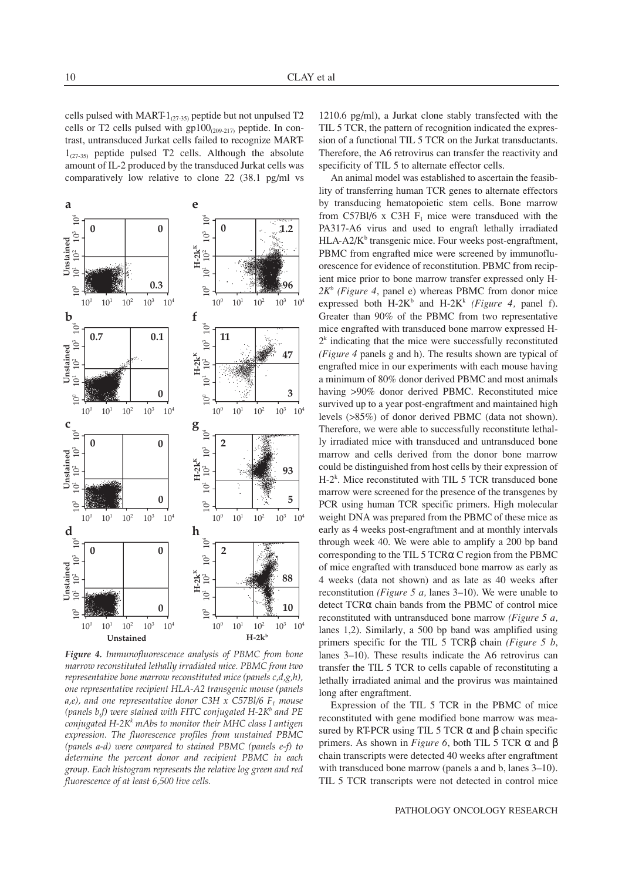cells pulsed with MART-$1_{(27-35)}$ peptide but not unpulsed T2 cells or T2 cells pulsed with $gp100_{(209-217)}$ peptide. In contrast, untransduced Jurkat cells failed to recognize MART-$1_{(27-35)}$ peptide pulsed T2 cells. Although the absolute amount of IL-2 produced by the transduced Jurkat cells was comparatively low relative to clone 22 (38.1 pg/ml vs 1210.6 pg/ml), a Jurkat clone stably transfected with the TIL 5 TCR, the pattern of recognition indicated the expression of a functional TIL 5 TCR on the Jurkat transductants. Therefore, the A6 retrovirus can transfer the reactivity and specificity of TIL 5 to alternate effector cells.

*Figure 4. Immunofluorescence analysis of PBMC from bone marrow reconstituted lethally irradiated mice. PBMC from two representative bone marrow reconstituted mice (panels c,d,g,h), one representative recipient HLA-A2 transgenic mouse (panels a,e), and one representative donor C3H x C57Bl/6 $F_1$ mouse (panels b,f) were stained with FITC conjugated H-$2K^b$ and PE conjugated H-$2K^k$ mAbs to monitor their MHC class I antigen expression. The fluorescence profiles from unstained PBMC (panels a-d) were compared to stained PBMC (panels e-f) to determine the percent donor and recipient PBMC in each group. Each histogram represents the relative log green and red fluorescence of at least 6,500 live cells.*

An animal model was established to ascertain the feasibility of transferring human TCR genes to alternate effectors by transducing hematopoietic stem cells. Bone marrow from C57Bl/6 x C3H $F_1$ mice were transduced with the PA317-A6 virus and used to engraft lethally irradiated HLA-A2/$K^b$ transgenic mice. Four weeks post-engraftment, PBMC from engrafted mice were screened by immunofluorescence for evidence of reconstitution. PBMC from recipient mice prior to bone marrow transfer expressed only H-$2K^b$ *(Figure 4*, panel e) whereas PBMC from donor mice expressed both H-$2K^b$ and H-$2K^k$ *(Figure 4,* panel f). Greater than 90% of the PBMC from two representative mice engrafted with transduced bone marrow expressed H-$2^k$ indicating that the mice were successfully reconstituted *(Figure 4* panels g and h). The results shown are typical of engrafted mice in our experiments with each mouse having a minimum of 80% donor derived PBMC and most animals having >90% donor derived PBMC. Reconstituted mice survived up to a year post-engraftment and maintained high levels (>85%) of donor derived PBMC (data not shown). Therefore, we were able to successfully reconstitute lethally irradiated mice with transduced and untransduced bone marrow and cells derived from the donor bone marrow could be distinguished from host cells by their expression of H-$2^k$. Mice reconstituted with TIL 5 TCR transduced bone marrow were screened for the presence of the transgenes by PCR using human TCR specific primers. High molecular weight DNA was prepared from the PBMC of these mice as early as 4 weeks post-engraftment and at monthly intervals through week 40. We were able to amplify a 200 bp band corresponding to the TIL 5 TCRα C region from the PBMC of mice engrafted with transduced bone marrow as early as 4 weeks (data not shown) and as late as 40 weeks after reconstitution *(Figure 5 a,* lanes 3–10). We were unable to detect TCRα chain bands from the PBMC of control mice reconstituted with untransduced bone marrow *(Figure 5 a,* lanes 1,2). Similarly, a 500 bp band was amplified using primers specific for the TIL 5 TCRβ chain *(Figure 5 b*, lanes 3–10). These results indicate the A6 retrovirus can transfer the TIL 5 TCR to cells capable of reconstituting a lethally irradiated animal and the provirus was maintained long after engraftment.

Expression of the TIL 5 TCR in the PBMC of mice reconstituted with gene modified bone marrow was measured by RT-PCR using TIL 5 TCR α and β chain specific primers. As shown in *Figure 6*, both TIL 5 TCR α and β chain transcripts were detected 40 weeks after engraftment with transduced bone marrow (panels a and b, lanes 3–10). TIL 5 TCR transcripts were not detected in control mice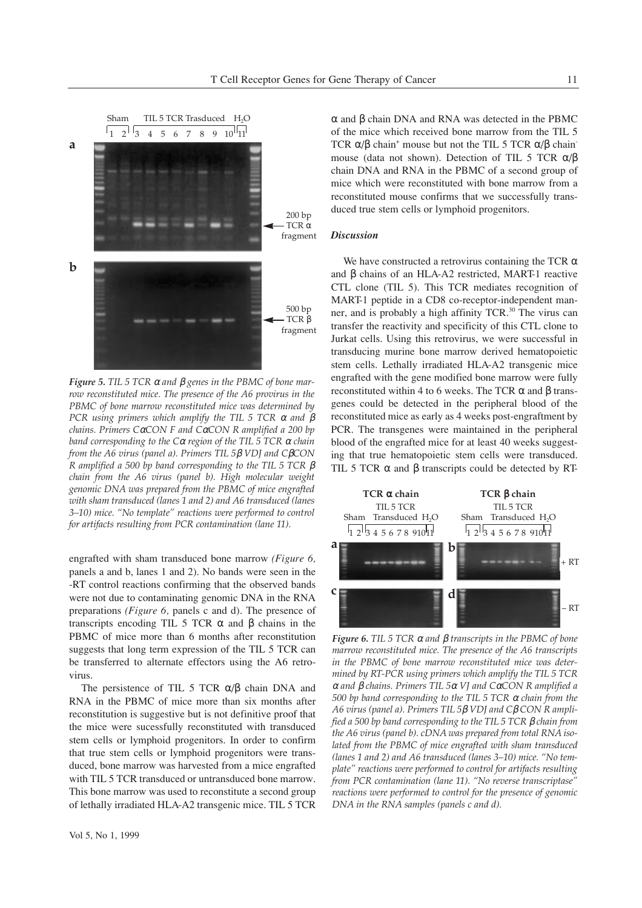*Figure 5. TIL 5 TCR α and β genes in the PBMC of bone marrow reconstituted mice. The presence of the A6 provirus in the PBMC of bone marrow reconstituted mice was determined by PCR using primers which amplify the TIL 5 TCR α and β chains. Primers CαCON F and CαCON R amplified a 200 bp band corresponding to the Cα region of the TIL 5 TCR α chain from the A6 virus (panel a). Primers TIL 5β VDJ and CβCON R amplified a 500 bp band corresponding to the TIL 5 TCR β chain from the A6 virus (panel b). High molecular weight genomic DNA was prepared from the PBMC of mice engrafted with sham transduced (lanes 1 and 2) and A6 transduced (lanes 3–10) mice. "No template" reactions were performed to control for artifacts resulting from PCR contamination (lane 11).*

engrafted with sham transduced bone marrow *(Figure 6,* panels a and b, lanes 1 and 2). No bands were seen in the -RT control reactions confirming that the observed bands were not due to contaminating genomic DNA in the RNA preparations *(Figure 6,* panels c and d). The presence of transcripts encoding TIL 5 TCR α and β chains in the PBMC of mice more than 6 months after reconstitution suggests that long term expression of the TIL 5 TCR can be transferred to alternate effectors using the A6 retrovirus.

The persistence of TIL 5 TCR α/β chain DNA and RNA in the PBMC of mice more than six months after reconstitution is suggestive but is not definitive proof that the mice were sucessfully reconstituted with transduced stem cells or lymphoid progenitors. In order to confirm that true stem cells or lymphoid progenitors were transduced, bone marrow was harvested from a mice engrafted with TIL 5 TCR transduced or untransduced bone marrow. This bone marrow was used to reconstitute a second group of lethally irradiated HLA-A2 transgenic mice. TIL 5 TCR α and β chain DNA and RNA was detected in the PBMC of the mice which received bone marrow from the TIL 5 TCR α/β chain$^+$ mouse but not the TIL 5 TCR α/β chain$^-$ mouse (data not shown). Detection of TIL 5 TCR α/β chain DNA and RNA in the PBMC of a second group of mice which were reconstituted with bone marrow from a reconstituted mouse confirms that we successfully transduced true stem cells or lymphoid progenitors.

### *Discussion*

We have constructed a retrovirus containing the TCR α and β chains of an HLA-A2 restricted, MART-1 reactive CTL clone (TIL 5). This TCR mediates recognition of MART-1 peptide in a CD8 co-receptor-independent manner, and is probably a high affinity TCR.[30] The virus can transfer the reactivity and specificity of this CTL clone to Jurkat cells. Using this retrovirus, we were successful in transducing murine bone marrow derived hematopoietic stem cells. Lethally irradiated HLA-A2 transgenic mice engrafted with the gene modified bone marrow were fully reconstituted within 4 to 6 weeks. The TCR α and β transgenes could be detected in the peripheral blood of the reconstituted mice as early as 4 weeks post-engraftment by PCR. The transgenes were maintained in the peripheral blood of the engrafted mice for at least 40 weeks suggesting that true hematopoietic stem cells were transduced. TIL 5 TCR α and β transcripts could be detected by RT-

*Figure 6. TIL 5 TCR α and β transcripts in the PBMC of bone marrow reconstituted mice. The presence of the A6 transcripts in the PBMC of bone marrow reconstituted mice was determined by RT-PCR using primers which amplify the TIL 5 TCR α and β chains. Primers TIL 5α VJ and CαCON R amplified a 500 bp band corresponding to the TIL 5 TCR α chain from the A6 virus (panel a). Primers TIL 5β VDJ and CβCON R amplified a 500 bp band corresponding to the TIL 5 TCR β chain from the A6 virus (panel b). cDNA was prepared from total RNA isolated from the PBMC of mice engrafted with sham transduced (lanes 1 and 2) and A6 transduced (lanes 3–10) mice. "No template" reactions were performed to control for artifacts resulting from PCR contamination (lane 11). "No reverse transcriptase" reactions were performed to control for the presence of genomic DNA in the RNA samples (panels c and d).*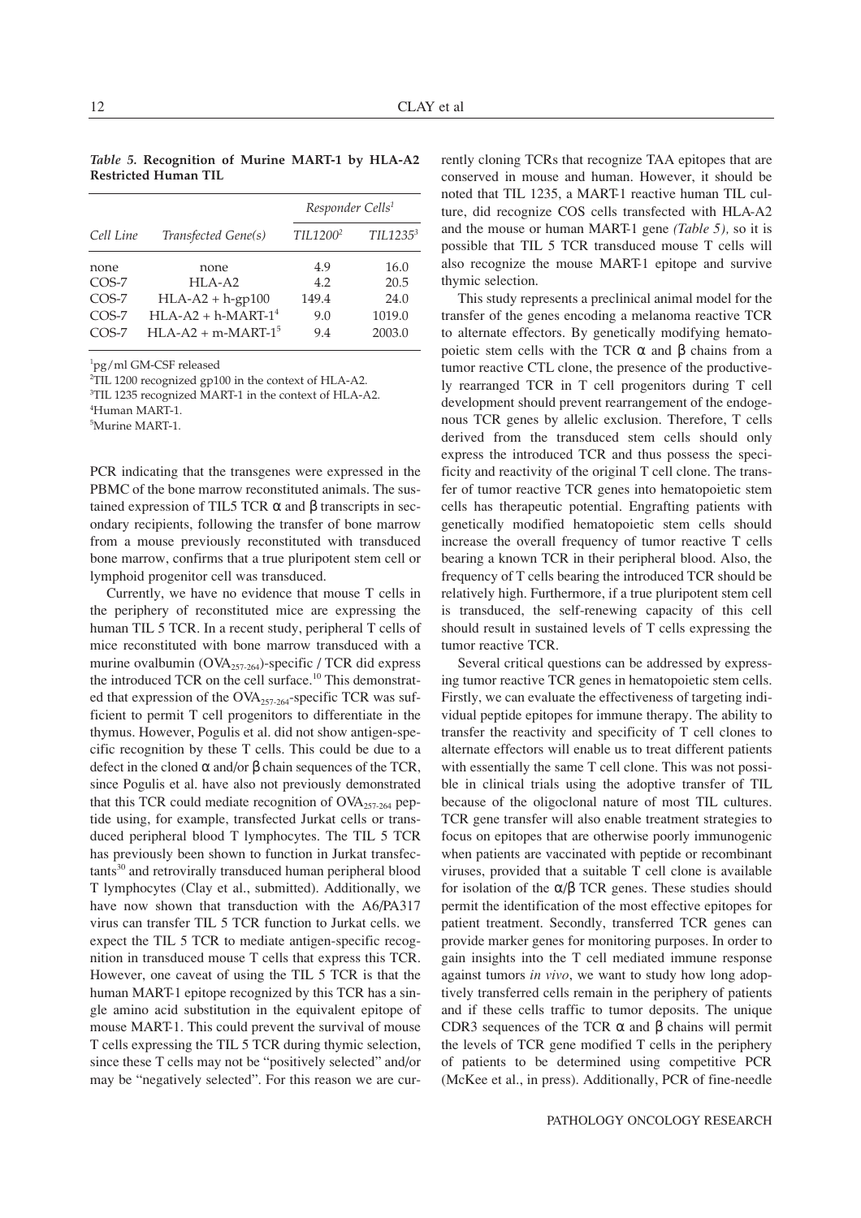*Table 5.* **Recognition of Murine MART-1 by HLA-A2 Restricted Human TIL**

| | | *Responder Cells*[1] | |
|---|---|---|---|
| *Cell Line* | *Transfected Gene(s)* | *TIL1200*[2] | *TIL1235*[3] |
| none | none | 4.9 | 16.0 |
| COS-7 | HLA-A2 | 4.2 | 20.5 |
| COS-7 | HLA-A2 + h-gp100 | 149.4 | 24.0 |
| COS-7 | HLA-A2 + h-MART-1[4] | 9.0 | 1019.0 |
| COS-7 | HLA-A2 + m-MART-1[5] | 9.4 | 2003.0 |

[1]pg/ml GM-CSF released
[2]TIL 1200 recognized gp100 in the context of HLA-A2.
[3]TIL 1235 recognized MART-1 in the context of HLA-A2.
[4]Human MART-1.
[5]Murine MART-1.

PCR indicating that the transgenes were expressed in the PBMC of the bone marrow reconstituted animals. The sustained expression of TIL5 TCR α and β transcripts in secondary recipients, following the transfer of bone marrow from a mouse previously reconstituted with transduced bone marrow, confirms that a true pluripotent stem cell or lymphoid progenitor cell was transduced.

Currently, we have no evidence that mouse T cells in the periphery of reconstituted mice are expressing the human TIL 5 TCR. In a recent study, peripheral T cells of mice reconstituted with bone marrow transduced with a murine ovalbumin ($OVA_{257\text{-}264}$)-specific / TCR did express the introduced TCR on the cell surface.[10] This demonstrated that expression of the $OVA_{257\text{-}264}$-specific TCR was sufficient to permit T cell progenitors to differentiate in the thymus. However, Pogulis et al. did not show antigen-specific recognition by these T cells. This could be due to a defect in the cloned α and/or β chain sequences of the TCR, since Pogulis et al. have also not previously demonstrated that this TCR could mediate recognition of $OVA_{257\text{-}264}$ peptide using, for example, transfected Jurkat cells or transduced peripheral blood T lymphocytes. The TIL 5 TCR has previously been shown to function in Jurkat transfectants[30] and retrovirally transduced human peripheral blood T lymphocytes (Clay et al., submitted). Additionally, we have now shown that transduction with the A6/PA317 virus can transfer TIL 5 TCR function to Jurkat cells. we expect the TIL 5 TCR to mediate antigen-specific recognition in transduced mouse T cells that express this TCR. However, one caveat of using the TIL 5 TCR is that the human MART-1 epitope recognized by this TCR has a single amino acid substitution in the equivalent epitope of mouse MART-1. This could prevent the survival of mouse T cells expressing the TIL 5 TCR during thymic selection, since these T cells may not be "positively selected" and/or may be "negatively selected". For this reason we are currently cloning TCRs that recognize TAA epitopes that are conserved in mouse and human. However, it should be noted that TIL 1235, a MART-1 reactive human TIL culture, did recognize COS cells transfected with HLA-A2 and the mouse or human MART-1 gene *(Table 5),* so it is possible that TIL 5 TCR transduced mouse T cells will also recognize the mouse MART-1 epitope and survive thymic selection.

This study represents a preclinical animal model for the transfer of the genes encoding a melanoma reactive TCR to alternate effectors. By genetically modifying hematopoietic stem cells with the TCR α and β chains from a tumor reactive CTL clone, the presence of the productively rearranged TCR in T cell progenitors during T cell development should prevent rearrangement of the endogenous TCR genes by allelic exclusion. Therefore, T cells derived from the transduced stem cells should only express the introduced TCR and thus possess the specificity and reactivity of the original T cell clone. The transfer of tumor reactive TCR genes into hematopoietic stem cells has therapeutic potential. Engrafting patients with genetically modified hematopoietic stem cells should increase the overall frequency of tumor reactive T cells bearing a known TCR in their peripheral blood. Also, the frequency of T cells bearing the introduced TCR should be relatively high. Furthermore, if a true pluripotent stem cell is transduced, the self-renewing capacity of this cell should result in sustained levels of T cells expressing the tumor reactive TCR.

Several critical questions can be addressed by expressing tumor reactive TCR genes in hematopoietic stem cells. Firstly, we can evaluate the effectiveness of targeting individual peptide epitopes for immune therapy. The ability to transfer the reactivity and specificity of T cell clones to alternate effectors will enable us to treat different patients with essentially the same T cell clone. This was not possible in clinical trials using the adoptive transfer of TIL because of the oligoclonal nature of most TIL cultures. TCR gene transfer will also enable treatment strategies to focus on epitopes that are otherwise poorly immunogenic when patients are vaccinated with peptide or recombinant viruses, provided that a suitable T cell clone is available for isolation of the α/β TCR genes. These studies should permit the identification of the most effective epitopes for patient treatment. Secondly, transferred TCR genes can provide marker genes for monitoring purposes. In order to gain insights into the T cell mediated immune response against tumors *in vivo*, we want to study how long adoptively transferred cells remain in the periphery of patients and if these cells traffic to tumor deposits. The unique CDR3 sequences of the TCR α and β chains will permit the levels of TCR gene modified T cells in the periphery of patients to be determined using competitive PCR (McKee et al., in press). Additionally, PCR of fine-needle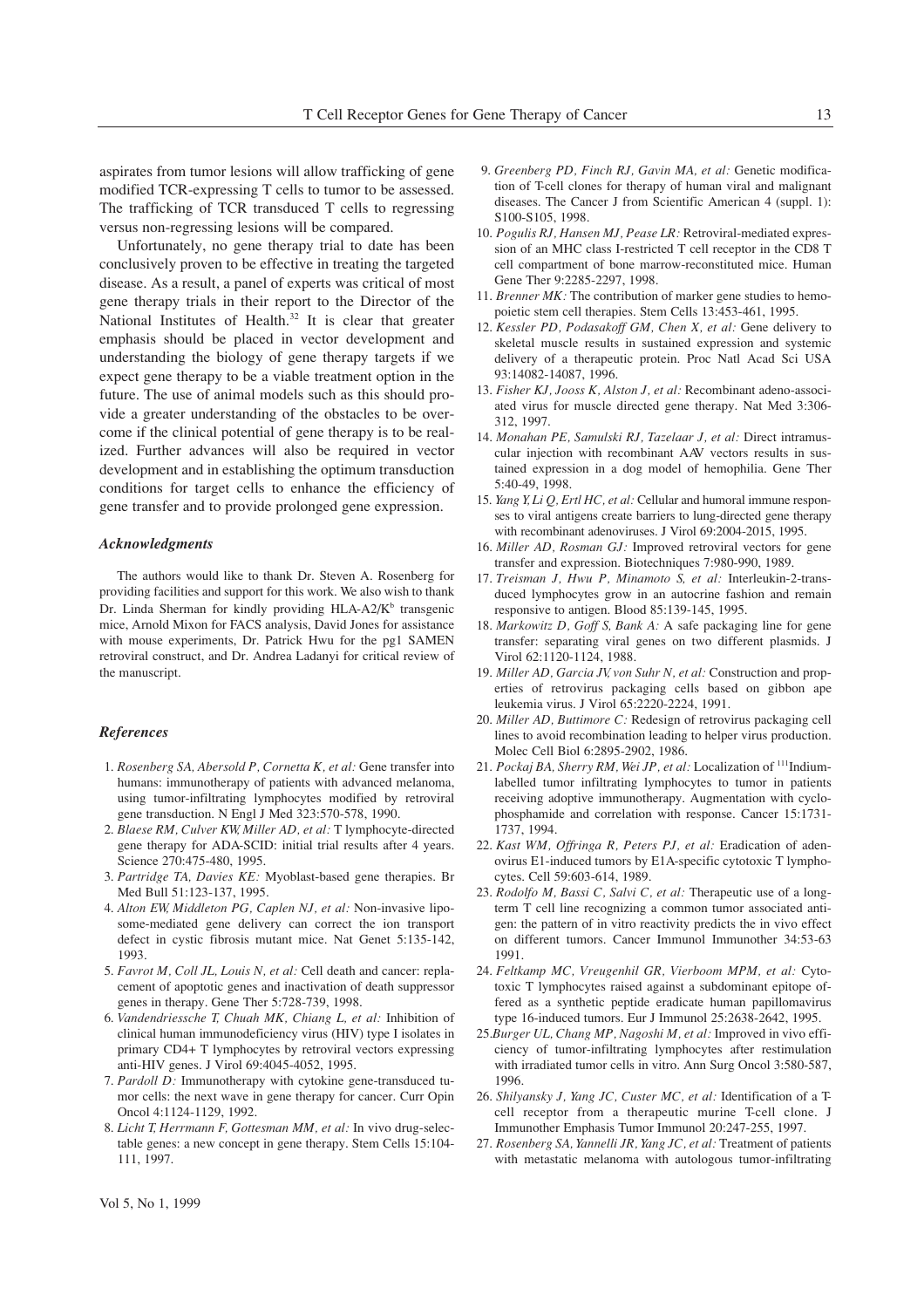aspirates from tumor lesions will allow trafficking of gene modified TCR-expressing T cells to tumor to be assessed. The trafficking of TCR transduced T cells to regressing versus non-regressing lesions will be compared.

Unfortunately, no gene therapy trial to date has been conclusively proven to be effective in treating the targeted disease. As a result, a panel of experts was critical of most gene therapy trials in their report to the Director of the National Institutes of Health.[32] It is clear that greater emphasis should be placed in vector development and understanding the biology of gene therapy targets if we expect gene therapy to be a viable treatment option in the future. The use of animal models such as this should provide a greater understanding of the obstacles to be overcome if the clinical potential of gene therapy is to be realized. Further advances will also be required in vector development and in establishing the optimum transduction conditions for target cells to enhance the efficiency of gene transfer and to provide prolonged gene expression.

### *Acknowledgments*

The authors would like to thank Dr. Steven A. Rosenberg for providing facilities and support for this work. We also wish to thank Dr. Linda Sherman for kindly providing HLA-A2/$K^b$ transgenic mice, Arnold Mixon for FACS analysis, David Jones for assistance with mouse experiments, Dr. Patrick Hwu for the pg1 SAMEN retroviral construct, and Dr. Andrea Ladanyi for critical review of the manuscript.

### *References*

1. *Rosenberg SA, Abersold P, Cornetta K, et al:* Gene transfer into humans: immunotherapy of patients with advanced melanoma, using tumor-infiltrating lymphocytes modified by retroviral gene transduction. N Engl J Med 323:570-578, 1990.
2. *Blaese RM, Culver KW, Miller AD, et al:* T lymphocyte-directed gene therapy for ADA-SCID: initial trial results after 4 years. Science 270:475-480, 1995.
3. *Partridge TA, Davies KE:* Myoblast-based gene therapies. Br Med Bull 51:123-137, 1995.
4. *Alton EW, Middleton PG, Caplen NJ, et al:* Non-invasive liposome-mediated gene delivery can correct the ion transport defect in cystic fibrosis mutant mice. Nat Genet 5:135-142, 1993.
5. *Favrot M, Coll JL, Louis N, et al:* Cell death and cancer: replacement of apoptotic genes and inactivation of death suppressor genes in therapy. Gene Ther 5:728-739, 1998.
6. *Vandendriessche T, Chuah MK, Chiang L, et al:* Inhibition of clinical human immunodeficiency virus (HIV) type I isolates in primary CD4+ T lymphocytes by retroviral vectors expressing anti-HIV genes. J Virol 69:4045-4052, 1995.
7. *Pardoll D:* Immunotherapy with cytokine gene-transduced tumor cells: the next wave in gene therapy for cancer. Curr Opin Oncol 4:1124-1129, 1992.
8. *Licht T, Herrmann F, Gottesman MM, et al:* In vivo drug-selectable genes: a new concept in gene therapy. Stem Cells 15:104-111, 1997.
9. *Greenberg PD, Finch RJ, Gavin MA, et al:* Genetic modification of T-cell clones for therapy of human viral and malignant diseases. The Cancer J from Scientific American 4 (suppl. 1): S100-S105, 1998.
10. *Pogulis RJ, Hansen MJ, Pease LR:* Retroviral-mediated expression of an MHC class I-restricted T cell receptor in the CD8 T cell compartment of bone marrow-reconstituted mice. Human Gene Ther 9:2285-2297, 1998.
11. *Brenner MK:* The contribution of marker gene studies to hemopoietic stem cell therapies. Stem Cells 13:453-461, 1995.
12. *Kessler PD, Podasakoff GM, Chen X, et al:* Gene delivery to skeletal muscle results in sustained expression and systemic delivery of a therapeutic protein. Proc Natl Acad Sci USA 93:14082-14087, 1996.
13. *Fisher KJ, Jooss K, Alston J, et al:* Recombinant adeno-associated virus for muscle directed gene therapy. Nat Med 3:306-312, 1997.
14. *Monahan PE, Samulski RJ, Tazelaar J, et al:* Direct intramuscular injection with recombinant AAV vectors results in sustained expression in a dog model of hemophilia. Gene Ther 5:40-49, 1998.
15. *Yang Y, Li Q, Ertl HC, et al:* Cellular and humoral immune responses to viral antigens create barriers to lung-directed gene therapy with recombinant adenoviruses. J Virol 69:2004-2015, 1995.
16. *Miller AD, Rosman GJ:* Improved retroviral vectors for gene transfer and expression. Biotechniques 7:980-990, 1989.
17. *Treisman J, Hwu P, Minamoto S, et al:* Interleukin-2-transduced lymphocytes grow in an autocrine fashion and remain responsive to antigen. Blood 85:139-145, 1995.
18. *Markowitz D, Goff S, Bank A:* A safe packaging line for gene transfer: separating viral genes on two different plasmids. J Virol 62:1120-1124, 1988.
19. *Miller AD, Garcia JV, von Suhr N, et al:* Construction and properties of retrovirus packaging cells based on gibbon ape leukemia virus. J Virol 65:2220-2224, 1991.
20. *Miller AD, Buttimore C:* Redesign of retrovirus packaging cell lines to avoid recombination leading to helper virus production. Molec Cell Biol 6:2895-2902, 1986.
21. *Pockaj BA, Sherry RM, Wei JP, et al:* Localization of $^{111}$Indium-labelled tumor infiltrating lymphocytes to tumor in patients receiving adoptive immunotherapy. Augmentation with cyclophosphamide and correlation with response. Cancer 15:1731-1737, 1994.
22. *Kast WM, Offringa R, Peters PJ, et al:* Eradication of adenovirus E1-induced tumors by E1A-specific cytotoxic T lymphocytes. Cell 59:603-614, 1989.
23. *Rodolfo M, Bassi C, Salvi C, et al:* Therapeutic use of a long-term T cell line recognizing a common tumor associated antigen: the pattern of in vitro reactivity predicts the in vivo effect on different tumors. Cancer Immunol Immunother 34:53-63 1991.
24. *Feltkamp MC, Vreugenhil GR, Vierboom MPM, et al:* Cytotoxic T lymphocytes raised against a subdominant epitope offered as a synthetic peptide eradicate human papillomavirus type 16-induced tumors. Eur J Immunol 25:2638-2642, 1995.
25. *Burger UL, Chang MP, Nagoshi M, et al:* Improved in vivo efficiency of tumor-infiltrating lymphocytes after restimulation with irradiated tumor cells in vitro. Ann Surg Oncol 3:580-587, 1996.
26. *Shilyansky J, Yang JC, Custer MC, et al:* Identification of a T-cell receptor from a therapeutic murine T-cell clone. J Immunother Emphasis Tumor Immunol 20:247-255, 1997.
27. *Rosenberg SA, Yannelli JR, Yang JC, et al:* Treatment of patients with metastatic melanoma with autologous tumor-infiltrating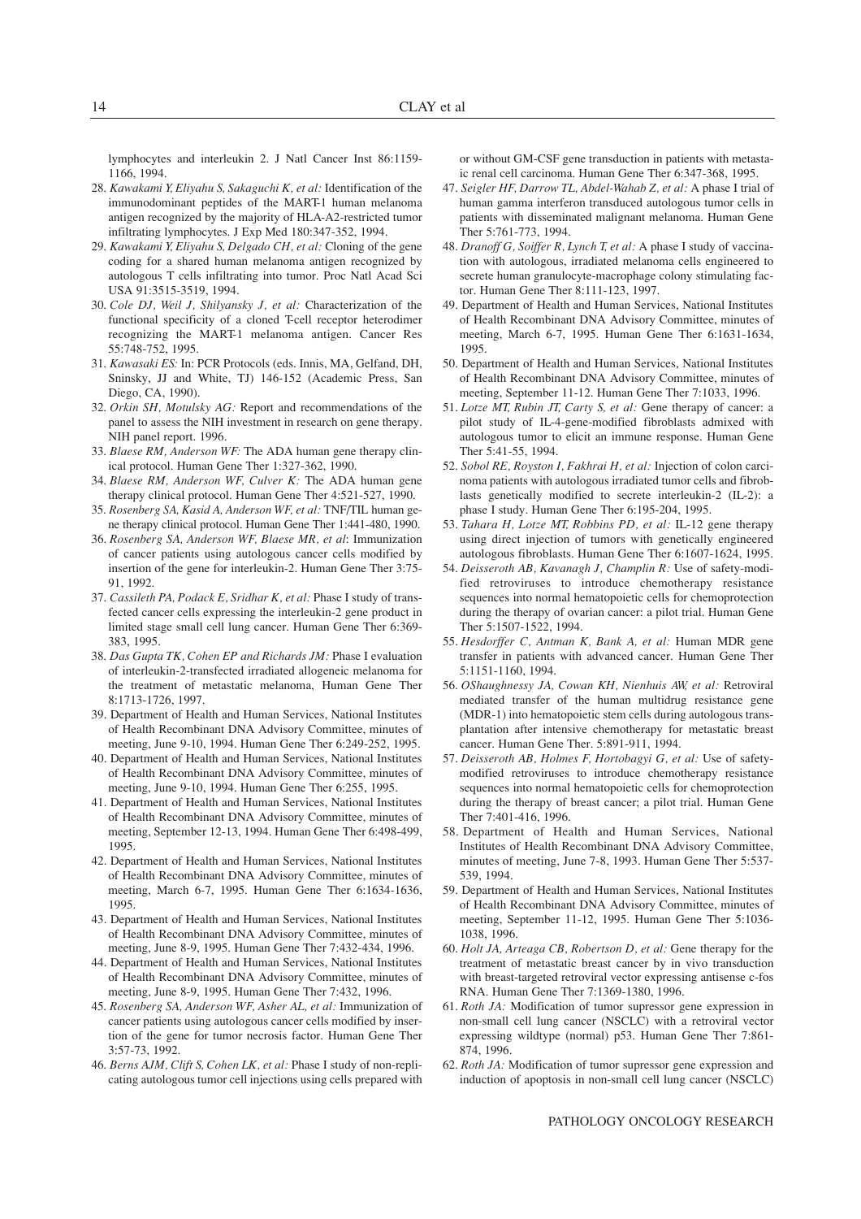lymphocytes and interleukin 2. J Natl Cancer Inst 86:1159-1166, 1994.

28. *Kawakami Y, Eliyahu S, Sakaguchi K, et al:* Identification of the immunodominant peptides of the MART-1 human melanoma antigen recognized by the majority of HLA-A2-restricted tumor infiltrating lymphocytes. J Exp Med 180:347-352, 1994.
29. *Kawakami Y, Eliyahu S, Delgado CH, et al:* Cloning of the gene coding for a shared human melanoma antigen recognized by autologous T cells infiltrating into tumor. Proc Natl Acad Sci USA 91:3515-3519, 1994.
30. *Cole DJ, Weil J, Shilyansky J, et al:* Characterization of the functional specificity of a cloned T-cell receptor heterodimer recognizing the MART-1 melanoma antigen. Cancer Res 55:748-752, 1995.
31. *Kawasaki ES:* In: PCR Protocols (eds. Innis, MA, Gelfand, DH, Sninsky, JJ and White, TJ) 146-152 (Academic Press, San Diego, CA, 1990).
32. *Orkin SH, Motulsky AG:* Report and recommendations of the panel to assess the NIH investment in research on gene therapy. NIH panel report. 1996.
33. *Blaese RM, Anderson WF:* The ADA human gene therapy clinical protocol. Human Gene Ther 1:327-362, 1990.
34. *Blaese RM, Anderson WF, Culver K:* The ADA human gene therapy clinical protocol. Human Gene Ther 4:521-527, 1990.
35. *Rosenberg SA, Kasid A, Anderson WF, et al:* TNF/TIL human gene therapy clinical protocol. Human Gene Ther 1:441-480, 1990.
36. *Rosenberg SA, Anderson WF, Blaese MR, et al*: Immunization of cancer patients using autologous cancer cells modified by insertion of the gene for interleukin-2. Human Gene Ther 3:75-91, 1992.
37. *Cassileth PA, Podack E, Sridhar K, et al:* Phase I study of transfected cancer cells expressing the interleukin-2 gene product in limited stage small cell lung cancer. Human Gene Ther 6:369-383, 1995.
38. *Das Gupta TK, Cohen EP and Richards JM:* Phase I evaluation of interleukin-2-transfected irradiated allogeneic melanoma for the treatment of metastatic melanoma, Human Gene Ther 8:1713-1726, 1997.
39. Department of Health and Human Services, National Institutes of Health Recombinant DNA Advisory Committee, minutes of meeting, June 9-10, 1994. Human Gene Ther 6:249-252, 1995.
40. Department of Health and Human Services, National Institutes of Health Recombinant DNA Advisory Committee, minutes of meeting, June 9-10, 1994. Human Gene Ther 6:255, 1995.
41. Department of Health and Human Services, National Institutes of Health Recombinant DNA Advisory Committee, minutes of meeting, September 12-13, 1994. Human Gene Ther 6:498-499, 1995.
42. Department of Health and Human Services, National Institutes of Health Recombinant DNA Advisory Committee, minutes of meeting, March 6-7, 1995. Human Gene Ther 6:1634-1636, 1995.
43. Department of Health and Human Services, National Institutes of Health Recombinant DNA Advisory Committee, minutes of meeting, June 8-9, 1995. Human Gene Ther 7:432-434, 1996.
44. Department of Health and Human Services, National Institutes of Health Recombinant DNA Advisory Committee, minutes of meeting, June 8-9, 1995. Human Gene Ther 7:432, 1996.
45. *Rosenberg SA, Anderson WF, Asher AL, et al:* Immunization of cancer patients using autologous cancer cells modified by insertion of the gene for tumor necrosis factor. Human Gene Ther 3:57-73, 1992.
46. *Berns AJM, Clift S, Cohen LK, et al:* Phase I study of non-replicating autologous tumor cell injections using cells prepared with or without GM-CSF gene transduction in patients with metastatic renal cell carcinoma. Human Gene Ther 6:347-368, 1995.
47. *Seigler HF, Darrow TL, Abdel-Wahab Z, et al:* A phase I trial of human gamma interferon transduced autologous tumor cells in patients with disseminated malignant melanoma. Human Gene Ther 5:761-773, 1994.
48. *Dranoff G, Soiffer R, Lynch T, et al:* A phase I study of vaccination with autologous, irradiated melanoma cells engineered to secrete human granulocyte-macrophage colony stimulating factor. Human Gene Ther 8:111-123, 1997.
49. Department of Health and Human Services, National Institutes of Health Recombinant DNA Advisory Committee, minutes of meeting, March 6-7, 1995. Human Gene Ther 6:1631-1634, 1995.
50. Department of Health and Human Services, National Institutes of Health Recombinant DNA Advisory Committee, minutes of meeting, September 11-12. Human Gene Ther 7:1033, 1996.
51. *Lotze MT, Rubin JT, Carty S, et al:* Gene therapy of cancer: a pilot study of IL-4-gene-modified fibroblasts admixed with autologous tumor to elicit an immune response. Human Gene Ther 5:41-55, 1994.
52. *Sobol RE, Royston I, Fakhrai H, et al:* Injection of colon carcinoma patients with autologous irradiated tumor cells and fibroblasts genetically modified to secrete interleukin-2 (IL-2): a phase I study. Human Gene Ther 6:195-204, 1995.
53. *Tahara H, Lotze MT, Robbins PD, et al:* IL-12 gene therapy using direct injection of tumors with genetically engineered autologous fibroblasts. Human Gene Ther 6:1607-1624, 1995.
54. *Deisseroth AB, Kavanagh J, Champlin R:* Use of safety-modified retroviruses to introduce chemotherapy resistance sequences into normal hematopoietic cells for chemoprotection during the therapy of ovarian cancer: a pilot trial. Human Gene Ther 5:1507-1522, 1994.
55. *Hesdorffer C, Antman K, Bank A, et al:* Human MDR gene transfer in patients with advanced cancer. Human Gene Ther 5:1151-1160, 1994.
56. *OShaughnessy JA, Cowan KH, Nienhuis AW, et al:* Retroviral mediated transfer of the human multidrug resistance gene (MDR-1) into hematopoietic stem cells during autologous transplantation after intensive chemotherapy for metastatic breast cancer. Human Gene Ther. 5:891-911, 1994.
57. *Deisseroth AB, Holmes F, Hortobagyi G, et al:* Use of safety-modified retroviruses to introduce chemotherapy resistance sequences into normal hematopoietic cells for chemoprotection during the therapy of breast cancer; a pilot trial. Human Gene Ther 7:401-416, 1996.
58. Department of Health and Human Services, National Institutes of Health Recombinant DNA Advisory Committee, minutes of meeting, June 7-8, 1993. Human Gene Ther 5:537-539, 1994.
59. Department of Health and Human Services, National Institutes of Health Recombinant DNA Advisory Committee, minutes of meeting, September 11-12, 1995. Human Gene Ther 5:1036-1038, 1996.
60. *Holt JA, Arteaga CB, Robertson D, et al:* Gene therapy for the treatment of metastatic breast cancer by in vivo transduction with breast-targeted retroviral vector expressing antisense c-fos RNA. Human Gene Ther 7:1369-1380, 1996.
61. *Roth JA:* Modification of tumor supressor gene expression in non-small cell lung cancer (NSCLC) with a retroviral vector expressing wildtype (normal) p53. Human Gene Ther 7:861-874, 1996.
62. *Roth JA:* Modification of tumor supressor gene expression and induction of apoptosis in non-small cell lung cancer (NSCLC)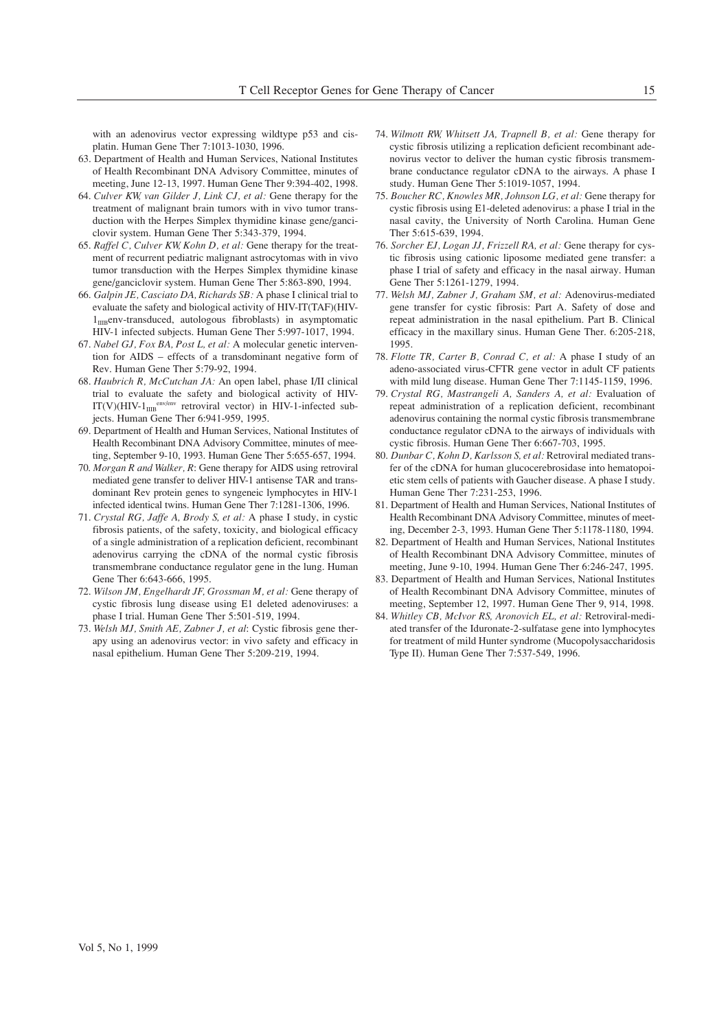with an adenovirus vector expressing wildtype p53 and cisplatin. Human Gene Ther 7:1013-1030, 1996.

63. Department of Health and Human Services, National Institutes of Health Recombinant DNA Advisory Committee, minutes of meeting, June 12-13, 1997. Human Gene Ther 9:394-402, 1998.
64. *Culver KW, van Gilder J, Link CJ, et al:* Gene therapy for the treatment of malignant brain tumors with in vivo tumor transduction with the Herpes Simplex thymidine kinase gene/ganciclovir system. Human Gene Ther 5:343-379, 1994.
65. *Raffel C, Culver KW, Kohn D, et al:* Gene therapy for the treatment of recurrent pediatric malignant astrocytomas with in vivo tumor transduction with the Herpes Simplex thymidine kinase gene/ganciclovir system. Human Gene Ther 5:863-890, 1994.
66. *Galpin JE, Casciato DA, Richards SB:* A phase I clinical trial to evaluate the safety and biological activity of HIV-IT(TAF)(HIV-$1_{IIIB}$env-transduced, autologous fibroblasts) in asymptomatic HIV-1 infected subjects. Human Gene Ther 5:997-1017, 1994.
67. *Nabel GJ, Fox BA, Post L, et al:* A molecular genetic intervention for AIDS – effects of a transdominant negative form of Rev. Human Gene Ther 5:79-92, 1994.
68. *Haubrich R, McCutchan JA:* An open label, phase I/II clinical trial to evaluate the safety and biological activity of HIV-IT(V)(HIV-$1_{IIIB}^{env/env}$ retroviral vector) in HIV-1-infected subjects. Human Gene Ther 6:941-959, 1995.
69. Department of Health and Human Services, National Institutes of Health Recombinant DNA Advisory Committee, minutes of meeting, September 9-10, 1993. Human Gene Ther 5:655-657, 1994.
70. *Morgan R and Walker, R*: Gene therapy for AIDS using retroviral mediated gene transfer to deliver HIV-1 antisense TAR and transdominant Rev protein genes to syngeneic lymphocytes in HIV-1 infected identical twins. Human Gene Ther 7:1281-1306, 1996.
71. *Crystal RG, Jaffe A, Brody S, et al:* A phase I study, in cystic fibrosis patients, of the safety, toxicity, and biological efficacy of a single administration of a replication deficient, recombinant adenovirus carrying the cDNA of the normal cystic fibrosis transmembrane conductance regulator gene in the lung. Human Gene Ther 6:643-666, 1995.
72. *Wilson JM, Engelhardt JF, Grossman M, et al:* Gene therapy of cystic fibrosis lung disease using E1 deleted adenoviruses: a phase I trial. Human Gene Ther 5:501-519, 1994.
73. *Welsh MJ, Smith AE, Zabner J, et al*: Cystic fibrosis gene therapy using an adenovirus vector: in vivo safety and efficacy in nasal epithelium. Human Gene Ther 5:209-219, 1994.
74. *Wilmott RW, Whitsett JA, Trapnell B, et al:* Gene therapy for cystic fibrosis utilizing a replication deficient recombinant adenovirus vector to deliver the human cystic fibrosis transmembrane conductance regulator cDNA to the airways. A phase I study. Human Gene Ther 5:1019-1057, 1994.
75. *Boucher RC, Knowles MR, Johnson LG, et al:* Gene therapy for cystic fibrosis using E1-deleted adenovirus: a phase I trial in the nasal cavity, the University of North Carolina. Human Gene Ther 5:615-639, 1994.
76. *Sorcher EJ, Logan JJ, Frizzell RA, et al:* Gene therapy for cystic fibrosis using cationic liposome mediated gene transfer: a phase I trial of safety and efficacy in the nasal airway. Human Gene Ther 5:1261-1279, 1994.
77. *Welsh MJ, Zabner J, Graham SM, et al:* Adenovirus-mediated gene transfer for cystic fibrosis: Part A. Safety of dose and repeat administration in the nasal epithelium. Part B. Clinical efficacy in the maxillary sinus. Human Gene Ther. 6:205-218, 1995.
78. *Flotte TR, Carter B, Conrad C, et al:* A phase I study of an adeno-associated virus-CFTR gene vector in adult CF patients with mild lung disease. Human Gene Ther 7:1145-1159, 1996.
79. *Crystal RG, Mastrangeli A, Sanders A, et al:* Evaluation of repeat administration of a replication deficient, recombinant adenovirus containing the normal cystic fibrosis transmembrane conductance regulator cDNA to the airways of individuals with cystic fibrosis. Human Gene Ther 6:667-703, 1995.
80. *Dunbar C, Kohn D, Karlsson S, et al:* Retroviral mediated transfer of the cDNA for human glucocerebrosidase into hematopoietic stem cells of patients with Gaucher disease. A phase I study. Human Gene Ther 7:231-253, 1996.
81. Department of Health and Human Services, National Institutes of Health Recombinant DNA Advisory Committee, minutes of meeting, December 2-3, 1993. Human Gene Ther 5:1178-1180, 1994.
82. Department of Health and Human Services, National Institutes of Health Recombinant DNA Advisory Committee, minutes of meeting, June 9-10, 1994. Human Gene Ther 6:246-247, 1995.
83. Department of Health and Human Services, National Institutes of Health Recombinant DNA Advisory Committee, minutes of meeting, September 12, 1997. Human Gene Ther 9, 914, 1998.
84. *Whitley CB, McIvor RS, Aronovich EL, et al:* Retroviral-mediated transfer of the Iduronate-2-sulfatase gene into lymphocytes for treatment of mild Hunter syndrome (Mucopolysaccharidosis Type II). Human Gene Ther 7:537-549, 1996.